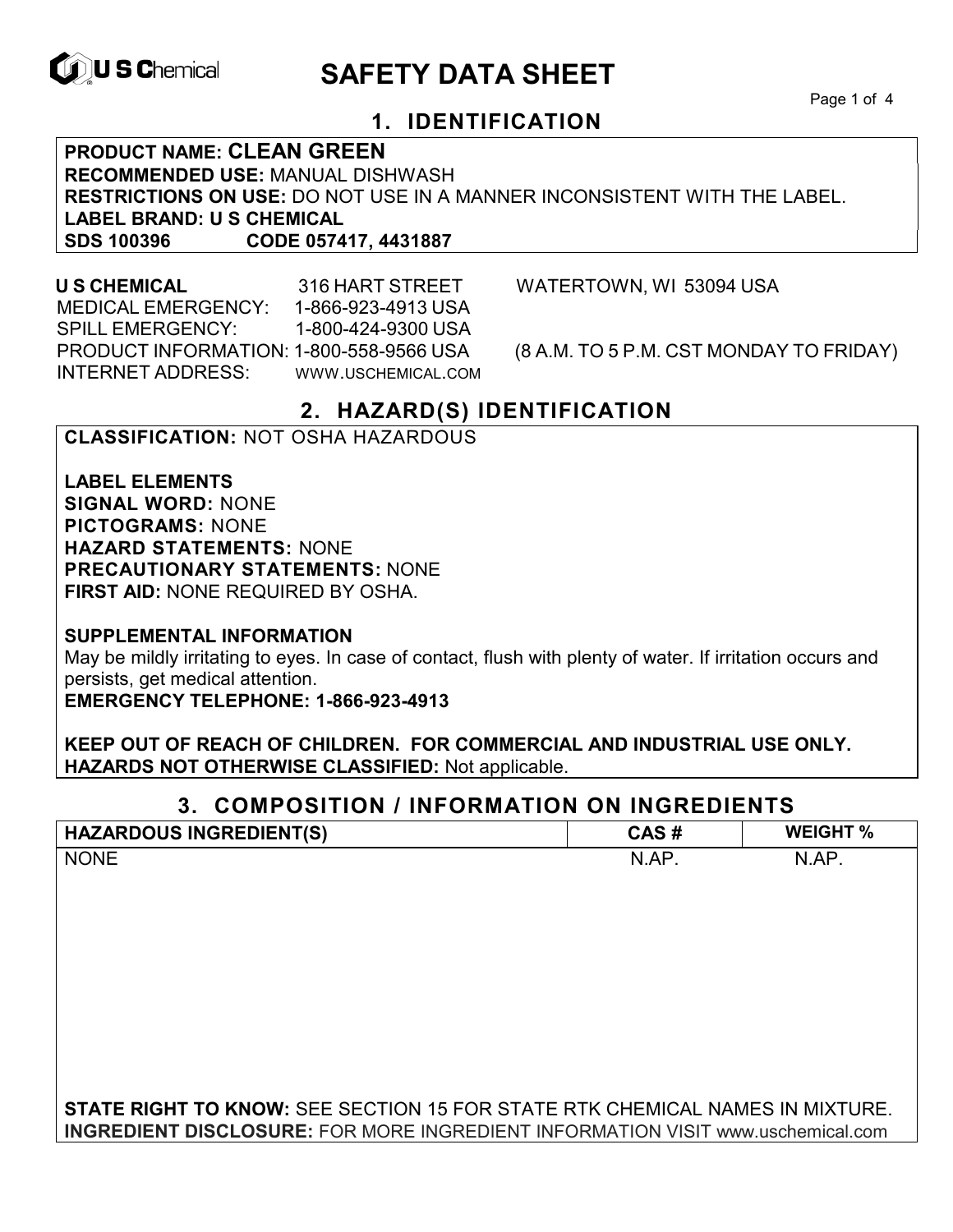# SAFETY DATA SHEET

## 1. IDENTIFICATION

**PRODUCT NAME: CLEAN GREEN**
**RECOMMENDED USE:** MANUAL DISHWASH
**RESTRICTIONS ON USE:** DO NOT USE IN A MANNER INCONSISTENT WITH THE LABEL.
**LABEL BRAND: U S CHEMICAL**
**SDS 100396 CODE 057417, 4431887**

**U S CHEMICAL** 316 HART STREET WATERTOWN, WI 53094 USA
MEDICAL EMERGENCY: 1-866-923-4913 USA
SPILL EMERGENCY: 1-800-424-9300 USA
PRODUCT INFORMATION: 1-800-558-9566 USA (8 A.M. TO 5 P.M. CST MONDAY TO FRIDAY)
INTERNET ADDRESS: WWW.USCHEMICAL.COM

## 2. HAZARD(S) IDENTIFICATION

**CLASSIFICATION:** NOT OSHA HAZARDOUS

**LABEL ELEMENTS**
**SIGNAL WORD:** NONE
**PICTOGRAMS:** NONE
**HAZARD STATEMENTS:** NONE
**PRECAUTIONARY STATEMENTS:** NONE
**FIRST AID:** NONE REQUIRED BY OSHA.

**SUPPLEMENTAL INFORMATION**
May be mildly irritating to eyes. In case of contact, flush with plenty of water. If irritation occurs and persists, get medical attention.
**EMERGENCY TELEPHONE: 1-866-923-4913**

**KEEP OUT OF REACH OF CHILDREN. FOR COMMERCIAL AND INDUSTRIAL USE ONLY.**
**HAZARDS NOT OTHERWISE CLASSIFIED:** Not applicable.

## 3. COMPOSITION / INFORMATION ON INGREDIENTS

| HAZARDOUS INGREDIENT(S) | CAS # | WEIGHT % |
|---|---|---|
| NONE | N.AP. | N.AP. |

**STATE RIGHT TO KNOW:** SEE SECTION 15 FOR STATE RTK CHEMICAL NAMES IN MIXTURE.
**INGREDIENT DISCLOSURE:** FOR MORE INGREDIENT INFORMATION VISIT www.uschemical.com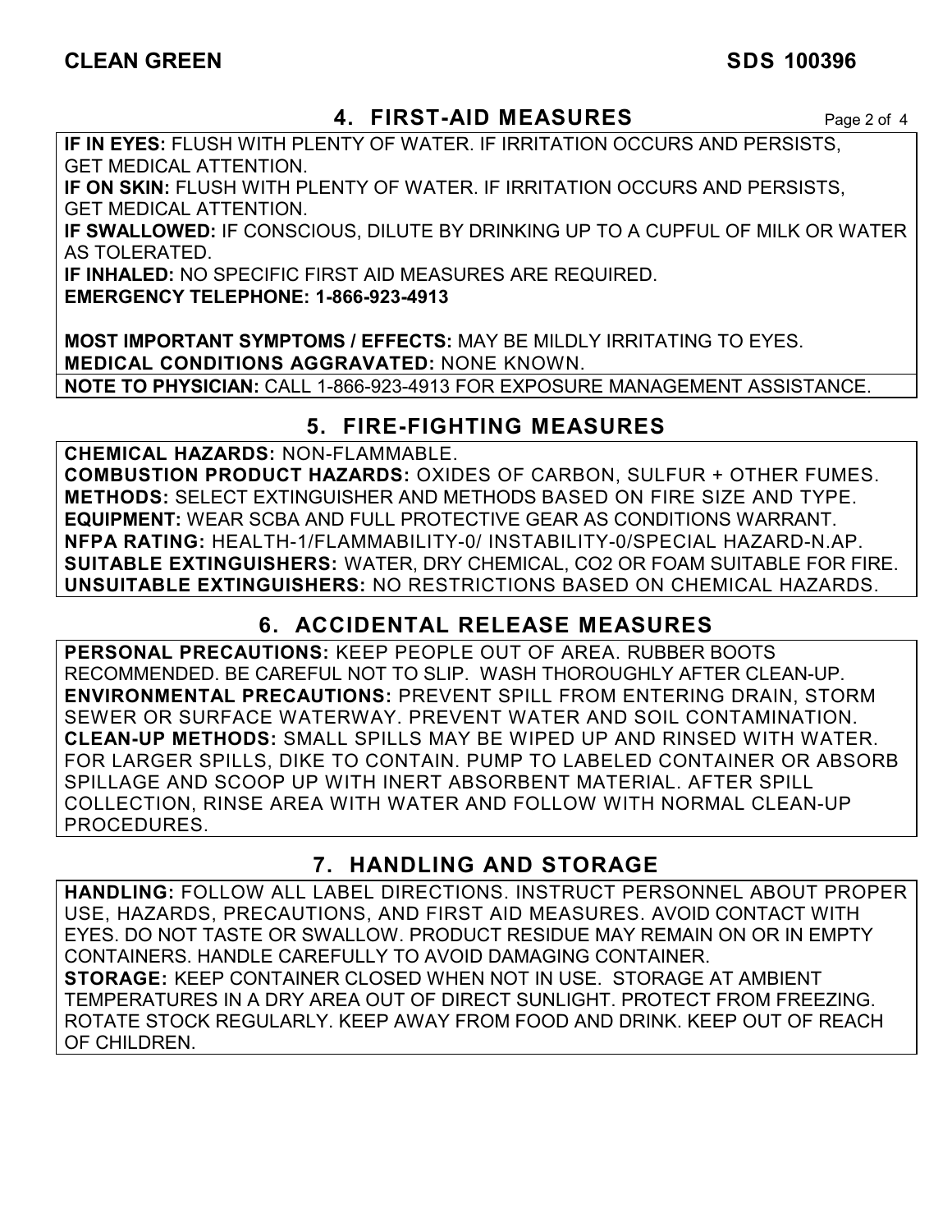## 4. FIRST-AID MEASURES

**IF IN EYES:** FLUSH WITH PLENTY OF WATER. IF IRRITATION OCCURS AND PERSISTS, GET MEDICAL ATTENTION.
**IF ON SKIN:** FLUSH WITH PLENTY OF WATER. IF IRRITATION OCCURS AND PERSISTS, GET MEDICAL ATTENTION.
**IF SWALLOWED:** IF CONSCIOUS, DILUTE BY DRINKING UP TO A CUPFUL OF MILK OR WATER AS TOLERATED.
**IF INHALED:** NO SPECIFIC FIRST AID MEASURES ARE REQUIRED.
**EMERGENCY TELEPHONE: 1-866-923-4913**

**MOST IMPORTANT SYMPTOMS / EFFECTS:** MAY BE MILDLY IRRITATING TO EYES.
**MEDICAL CONDITIONS AGGRAVATED:** NONE KNOWN.
**NOTE TO PHYSICIAN:** CALL 1-866-923-4913 FOR EXPOSURE MANAGEMENT ASSISTANCE.

## 5. FIRE-FIGHTING MEASURES

**CHEMICAL HAZARDS:** NON-FLAMMABLE.
**COMBUSTION PRODUCT HAZARDS:** OXIDES OF CARBON, SULFUR + OTHER FUMES.
**METHODS:** SELECT EXTINGUISHER AND METHODS BASED ON FIRE SIZE AND TYPE.
**EQUIPMENT:** WEAR SCBA AND FULL PROTECTIVE GEAR AS CONDITIONS WARRANT.
**NFPA RATING:** HEALTH-1/FLAMMABILITY-0/ INSTABILITY-0/SPECIAL HAZARD-N.AP.
**SUITABLE EXTINGUISHERS:** WATER, DRY CHEMICAL, $CO_2$ OR FOAM SUITABLE FOR FIRE.
**UNSUITABLE EXTINGUISHERS:** NO RESTRICTIONS BASED ON CHEMICAL HAZARDS.

## 6. ACCIDENTAL RELEASE MEASURES

**PERSONAL PRECAUTIONS:** KEEP PEOPLE OUT OF AREA. RUBBER BOOTS RECOMMENDED. BE CAREFUL NOT TO SLIP. WASH THOROUGHLY AFTER CLEAN-UP.
**ENVIRONMENTAL PRECAUTIONS:** PREVENT SPILL FROM ENTERING DRAIN, STORM SEWER OR SURFACE WATERWAY. PREVENT WATER AND SOIL CONTAMINATION.
**CLEAN-UP METHODS:** SMALL SPILLS MAY BE WIPED UP AND RINSED WITH WATER. FOR LARGER SPILLS, DIKE TO CONTAIN. PUMP TO LABELED CONTAINER OR ABSORB SPILLAGE AND SCOOP UP WITH INERT ABSORBENT MATERIAL. AFTER SPILL COLLECTION, RINSE AREA WITH WATER AND FOLLOW WITH NORMAL CLEAN-UP PROCEDURES.

## 7. HANDLING AND STORAGE

**HANDLING:** FOLLOW ALL LABEL DIRECTIONS. INSTRUCT PERSONNEL ABOUT PROPER USE, HAZARDS, PRECAUTIONS, AND FIRST AID MEASURES. AVOID CONTACT WITH EYES. DO NOT TASTE OR SWALLOW. PRODUCT RESIDUE MAY REMAIN ON OR IN EMPTY CONTAINERS. HANDLE CAREFULLY TO AVOID DAMAGING CONTAINER.
**STORAGE:** KEEP CONTAINER CLOSED WHEN NOT IN USE. STORAGE AT AMBIENT TEMPERATURES IN A DRY AREA OUT OF DIRECT SUNLIGHT. PROTECT FROM FREEZING. ROTATE STOCK REGULARLY. KEEP AWAY FROM FOOD AND DRINK. KEEP OUT OF REACH OF CHILDREN.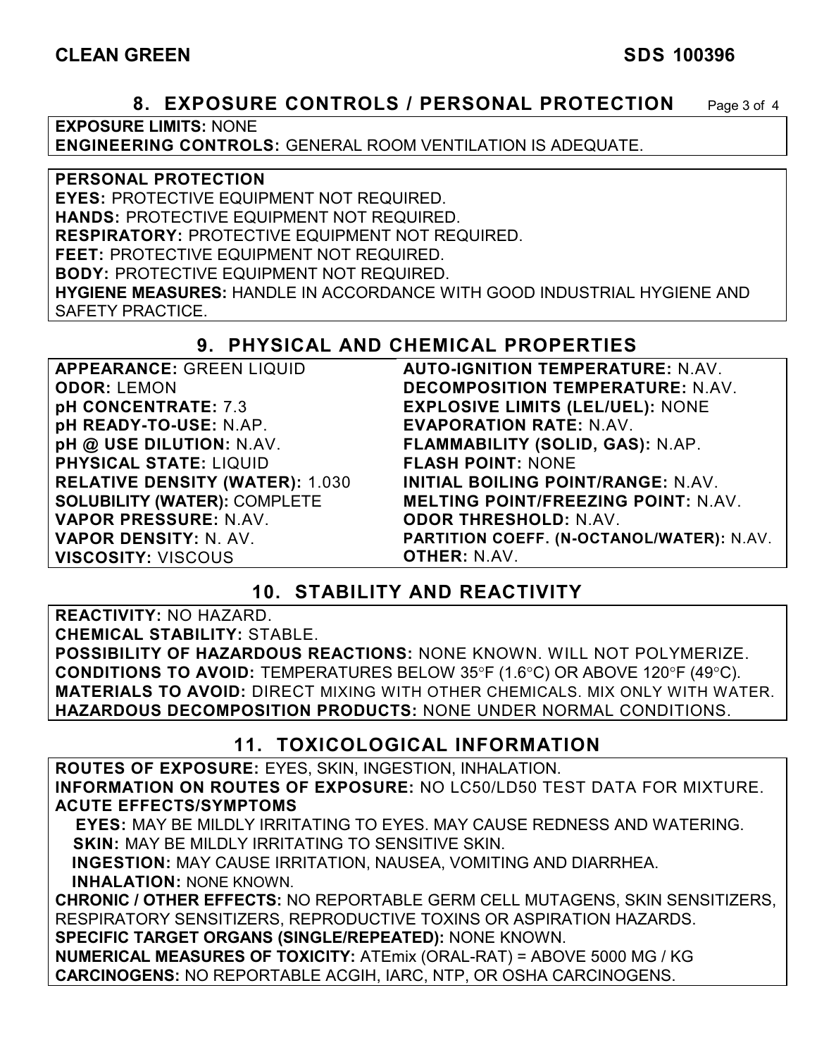## 8. EXPOSURE CONTROLS / PERSONAL PROTECTION

**EXPOSURE LIMITS:** NONE
**ENGINEERING CONTROLS:** GENERAL ROOM VENTILATION IS ADEQUATE.

**PERSONAL PROTECTION**
**EYES:** PROTECTIVE EQUIPMENT NOT REQUIRED.
**HANDS:** PROTECTIVE EQUIPMENT NOT REQUIRED.
**RESPIRATORY:** PROTECTIVE EQUIPMENT NOT REQUIRED.
**FEET:** PROTECTIVE EQUIPMENT NOT REQUIRED.
**BODY:** PROTECTIVE EQUIPMENT NOT REQUIRED.
**HYGIENE MEASURES:** HANDLE IN ACCORDANCE WITH GOOD INDUSTRIAL HYGIENE AND SAFETY PRACTICE.

## 9. PHYSICAL AND CHEMICAL PROPERTIES

**APPEARANCE:** GREEN LIQUID
**ODOR:** LEMON
**pH CONCENTRATE:** 7.3
**pH READY-TO-USE:** N.AP.
**pH @ USE DILUTION:** N.AV.
**PHYSICAL STATE:** LIQUID
**RELATIVE DENSITY (WATER):** 1.030
**SOLUBILITY (WATER):** COMPLETE
**VAPOR PRESSURE:** N.AV.
**VAPOR DENSITY:** N. AV.
**VISCOSITY:** VISCOUS
**AUTO-IGNITION TEMPERATURE:** N.AV.
**DECOMPOSITION TEMPERATURE:** N.AV.
**EXPLOSIVE LIMITS (LEL/UEL):** NONE
**EVAPORATION RATE:** N.AV.
**FLAMMABILITY (SOLID, GAS):** N.AP.
**FLASH POINT:** NONE
**INITIAL BOILING POINT/RANGE:** N.AV.
**MELTING POINT/FREEZING POINT:** N.AV.
**ODOR THRESHOLD:** N.AV.
**PARTITION COEFF. (N-OCTANOL/WATER):** N.AV.
**OTHER:** N.AV.

## 10. STABILITY AND REACTIVITY

**REACTIVITY:** NO HAZARD.
**CHEMICAL STABILITY:** STABLE.
**POSSIBILITY OF HAZARDOUS REACTIONS:** NONE KNOWN. WILL NOT POLYMERIZE.
**CONDITIONS TO AVOID:** TEMPERATURES BELOW 35°F (1.6°C) OR ABOVE 120°F (49°C).
**MATERIALS TO AVOID:** DIRECT MIXING WITH OTHER CHEMICALS. MIX ONLY WITH WATER.
**HAZARDOUS DECOMPOSITION PRODUCTS:** NONE UNDER NORMAL CONDITIONS.

## 11. TOXICOLOGICAL INFORMATION

**ROUTES OF EXPOSURE:** EYES, SKIN, INGESTION, INHALATION.
**INFORMATION ON ROUTES OF EXPOSURE:** NO LC50/LD50 TEST DATA FOR MIXTURE.
**ACUTE EFFECTS/SYMPTOMS**
**EYES:** MAY BE MILDLY IRRITATING TO EYES. MAY CAUSE REDNESS AND WATERING.
**SKIN:** MAY BE MILDLY IRRITATING TO SENSITIVE SKIN.
**INGESTION:** MAY CAUSE IRRITATION, NAUSEA, VOMITING AND DIARRHEA.
**INHALATION:** NONE KNOWN.
**CHRONIC / OTHER EFFECTS:** NO REPORTABLE GERM CELL MUTAGENS, SKIN SENSITIZERS, RESPIRATORY SENSITIZERS, REPRODUCTIVE TOXINS OR ASPIRATION HAZARDS.
**SPECIFIC TARGET ORGANS (SINGLE/REPEATED):** NONE KNOWN.
**NUMERICAL MEASURES OF TOXICITY:** ATEmix (ORAL-RAT) = ABOVE 5000 MG / KG
**CARCINOGENS:** NO REPORTABLE ACGIH, IARC, NTP, OR OSHA CARCINOGENS.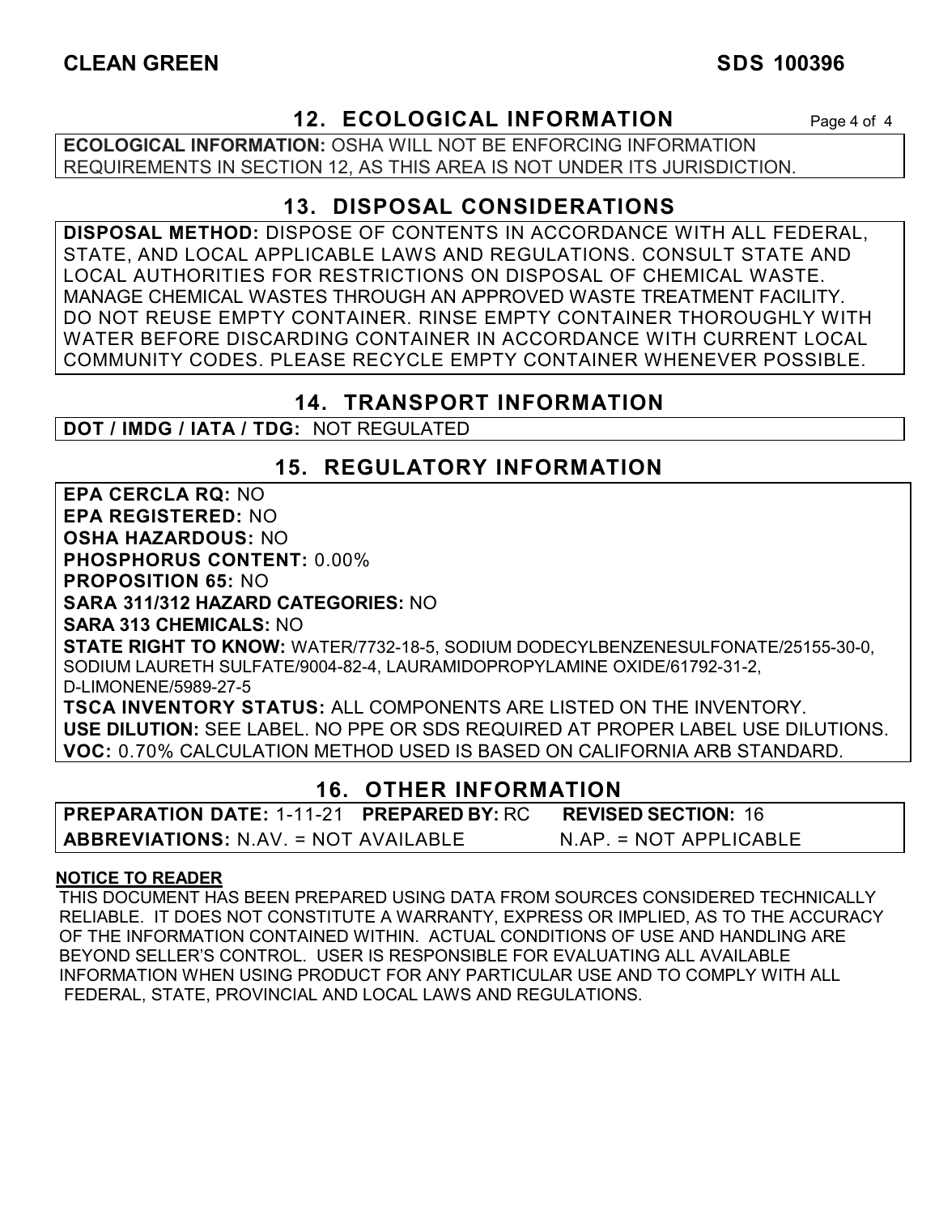## 12. ECOLOGICAL INFORMATION

**ECOLOGICAL INFORMATION:** OSHA WILL NOT BE ENFORCING INFORMATION REQUIREMENTS IN SECTION 12, AS THIS AREA IS NOT UNDER ITS JURISDICTION.

## 13. DISPOSAL CONSIDERATIONS

**DISPOSAL METHOD:** DISPOSE OF CONTENTS IN ACCORDANCE WITH ALL FEDERAL, STATE, AND LOCAL APPLICABLE LAWS AND REGULATIONS. CONSULT STATE AND LOCAL AUTHORITIES FOR RESTRICTIONS ON DISPOSAL OF CHEMICAL WASTE. MANAGE CHEMICAL WASTES THROUGH AN APPROVED WASTE TREATMENT FACILITY. DO NOT REUSE EMPTY CONTAINER. RINSE EMPTY CONTAINER THOROUGHLY WITH WATER BEFORE DISCARDING CONTAINER IN ACCORDANCE WITH CURRENT LOCAL COMMUNITY CODES. PLEASE RECYCLE EMPTY CONTAINER WHENEVER POSSIBLE.

## 14. TRANSPORT INFORMATION

**DOT / IMDG / IATA / TDG:** NOT REGULATED

## 15. REGULATORY INFORMATION

**EPA CERCLA RQ:** NO
**EPA REGISTERED:** NO
**OSHA HAZARDOUS:** NO
**PHOSPHORUS CONTENT:** 0.00%
**PROPOSITION 65:** NO
**SARA 311/312 HAZARD CATEGORIES:** NO
**SARA 313 CHEMICALS:** NO
**STATE RIGHT TO KNOW:** WATER/7732-18-5, SODIUM DODECYLBENZENESULFONATE/25155-30-0, SODIUM LAURETH SULFATE/9004-82-4, LAURAMIDOPROPYLAMINE OXIDE/61792-31-2, D-LIMONENE/5989-27-5
**TSCA INVENTORY STATUS:** ALL COMPONENTS ARE LISTED ON THE INVENTORY.
**USE DILUTION:** SEE LABEL. NO PPE OR SDS REQUIRED AT PROPER LABEL USE DILUTIONS.
**VOC:** 0.70% CALCULATION METHOD USED IS BASED ON CALIFORNIA ARB STANDARD.

## 16. OTHER INFORMATION

**PREPARATION DATE:** 1-11-21 **PREPARED BY:** RC **REVISED SECTION:** 16
**ABBREVIATIONS:** N.AV. = NOT AVAILABLE N.AP. = NOT APPLICABLE

**NOTICE TO READER**

THIS DOCUMENT HAS BEEN PREPARED USING DATA FROM SOURCES CONSIDERED TECHNICALLY RELIABLE. IT DOES NOT CONSTITUTE A WARRANTY, EXPRESS OR IMPLIED, AS TO THE ACCURACY OF THE INFORMATION CONTAINED WITHIN. ACTUAL CONDITIONS OF USE AND HANDLING ARE BEYOND SELLER'S CONTROL. USER IS RESPONSIBLE FOR EVALUATING ALL AVAILABLE INFORMATION WHEN USING PRODUCT FOR ANY PARTICULAR USE AND TO COMPLY WITH ALL FEDERAL, STATE, PROVINCIAL AND LOCAL LAWS AND REGULATIONS.